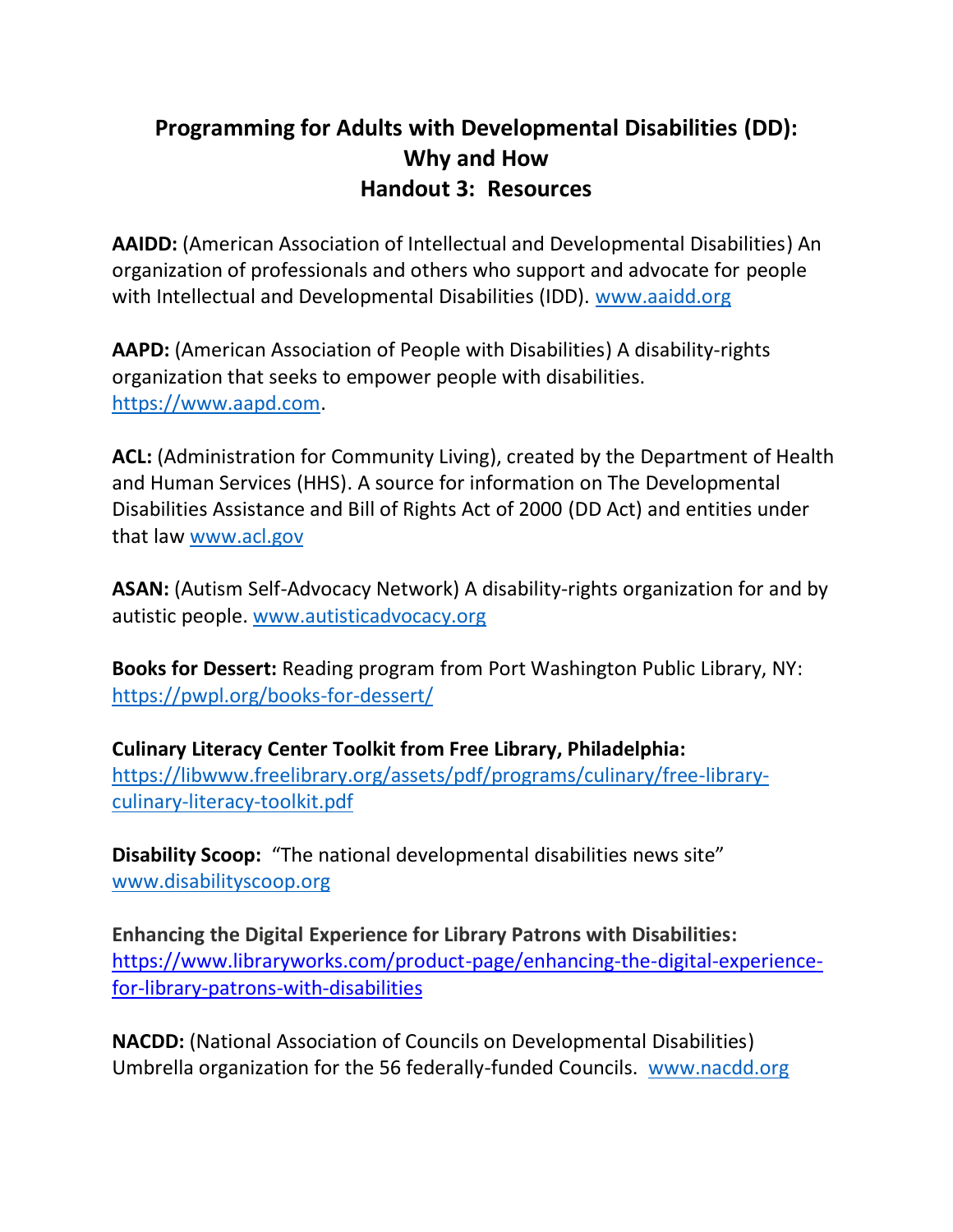# Programming for Adults with Developmental Disabilities (DD): Why and How
## Handout 3: Resources

**AAIDD:** (American Association of Intellectual and Developmental Disabilities) An organization of professionals and others who support and advocate for people with Intellectual and Developmental Disabilities (IDD). www.aaidd.org

**AAPD:** (American Association of People with Disabilities) A disability-rights organization that seeks to empower people with disabilities. https://www.aapd.com.

**ACL:** (Administration for Community Living), created by the Department of Health and Human Services (HHS). A source for information on The Developmental Disabilities Assistance and Bill of Rights Act of 2000 (DD Act) and entities under that law www.acl.gov

**ASAN:** (Autism Self-Advocacy Network) A disability-rights organization for and by autistic people. www.autisticadvocacy.org

**Books for Dessert:** Reading program from Port Washington Public Library, NY: https://pwpl.org/books-for-dessert/

**Culinary Literacy Center Toolkit from Free Library, Philadelphia:** https://libwww.freelibrary.org/assets/pdf/programs/culinary/free-library-culinary-literacy-toolkit.pdf

**Disability Scoop:** "The national developmental disabilities news site" www.disabilityscoop.org

**Enhancing the Digital Experience for Library Patrons with Disabilities:** https://www.libraryworks.com/product-page/enhancing-the-digital-experience-for-library-patrons-with-disabilities

**NACDD:** (National Association of Councils on Developmental Disabilities) Umbrella organization for the 56 federally-funded Councils. www.nacdd.org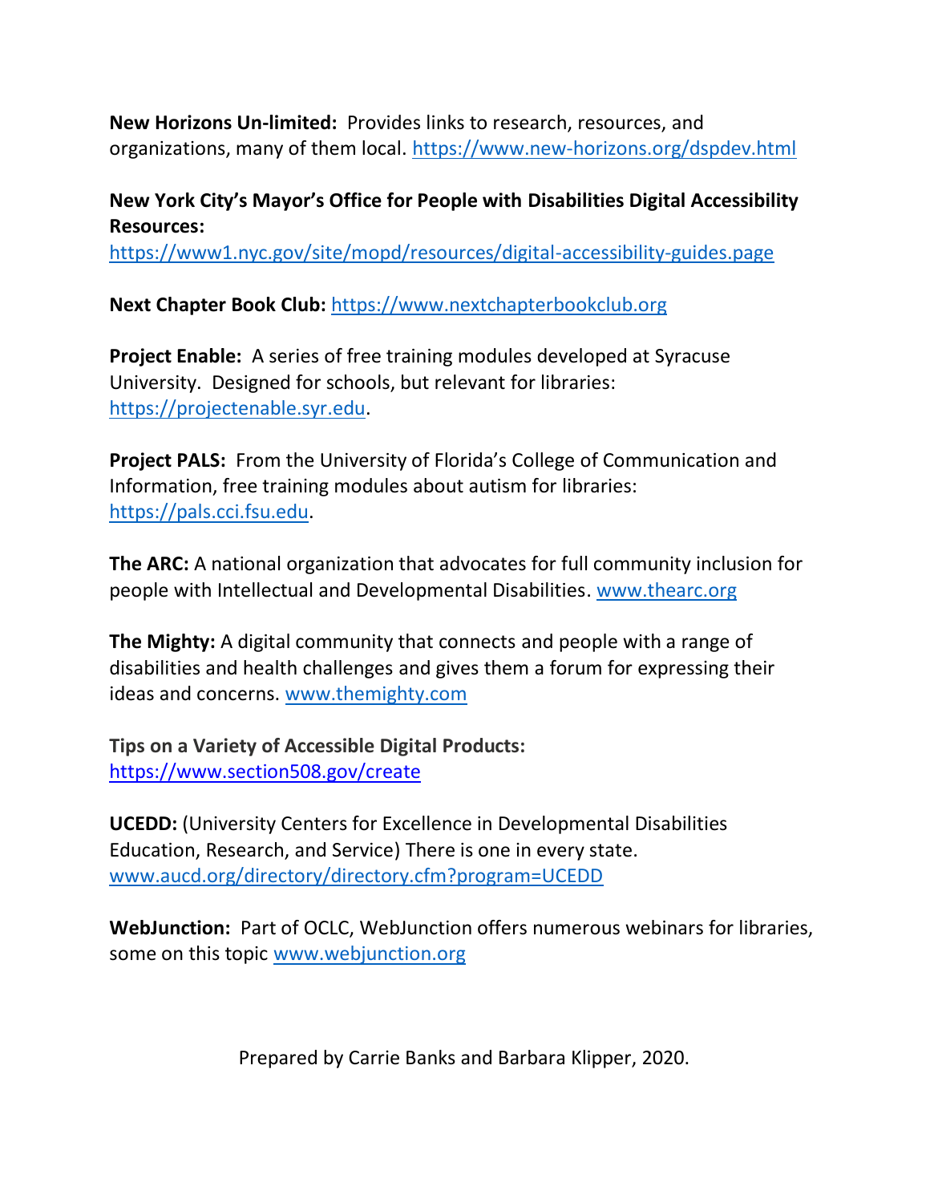**New Horizons Un-limited:** Provides links to research, resources, and organizations, many of them local. https://www.new-horizons.org/dspdev.html

**New York City's Mayor's Office for People with Disabilities Digital Accessibility Resources:**
https://www1.nyc.gov/site/mopd/resources/digital-accessibility-guides.page

**Next Chapter Book Club:** https://www.nextchapterbookclub.org

**Project Enable:** A series of free training modules developed at Syracuse University. Designed for schools, but relevant for libraries: https://projectenable.syr.edu.

**Project PALS:** From the University of Florida's College of Communication and Information, free training modules about autism for libraries: https://pals.cci.fsu.edu.

**The ARC:** A national organization that advocates for full community inclusion for people with Intellectual and Developmental Disabilities. www.thearc.org

**The Mighty:** A digital community that connects and people with a range of disabilities and health challenges and gives them a forum for expressing their ideas and concerns. www.themighty.com

**Tips on a Variety of Accessible Digital Products:**
https://www.section508.gov/create

**UCEDD:** (University Centers for Excellence in Developmental Disabilities Education, Research, and Service) There is one in every state. www.aucd.org/directory/directory.cfm?program=UCEDD

**WebJunction:** Part of OCLC, WebJunction offers numerous webinars for libraries, some on this topic www.webjunction.org

Prepared by Carrie Banks and Barbara Klipper, 2020.